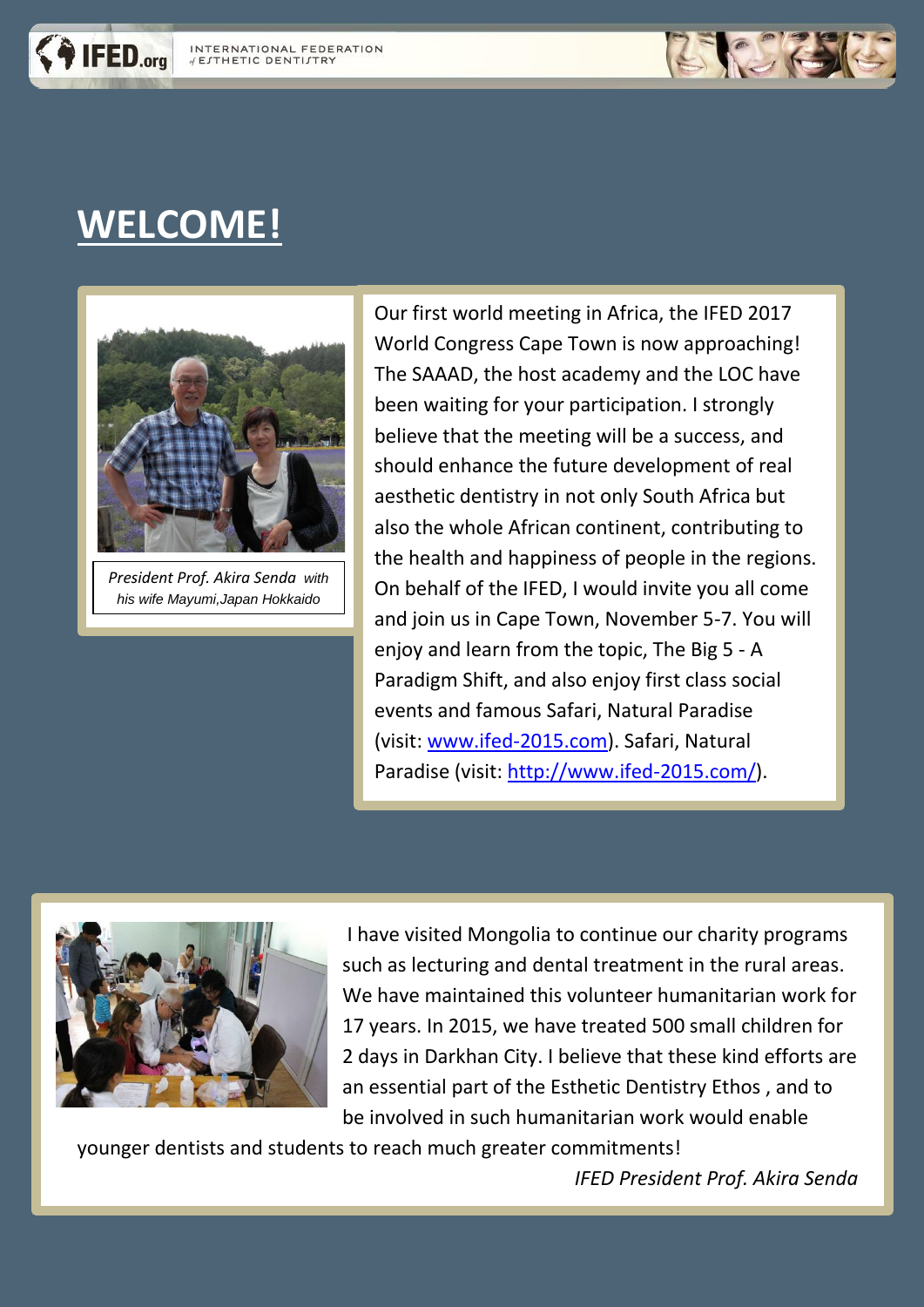# WELCOME!

*President Prof. Akira Senda* *with his wife Mayumi,Japan Hokkaido*

Our first world meeting in Africa, the IFED 2017 World Congress Cape Town is now approaching! The SAAAD, the host academy and the LOC have been waiting for your participation. I strongly believe that the meeting will be a success, and should enhance the future development of real aesthetic dentistry in not only South Africa but also the whole African continent, contributing to the health and happiness of people in the regions. On behalf of the IFED, I would invite you all come and join us in Cape Town, November 5-7. You will enjoy and learn from the topic, The Big 5 - A Paradigm Shift, and also enjoy first class social events and famous Safari, Natural Paradise (visit: [www.ifed-2015.com](http://www.ifed-2015.com)). Safari, Natural Paradise (visit: [http://www.ifed-2015.com/](http://www.ifed-2015.com/)).

I have visited Mongolia to continue our charity programs such as lecturing and dental treatment in the rural areas. We have maintained this volunteer humanitarian work for 17 years. In 2015, we have treated 500 small children for 2 days in Darkhan City. I believe that these kind efforts are an essential part of the Esthetic Dentistry Ethos , and to be involved in such humanitarian work would enable younger dentists and students to reach much greater commitments!

*IFED President Prof. Akira Senda*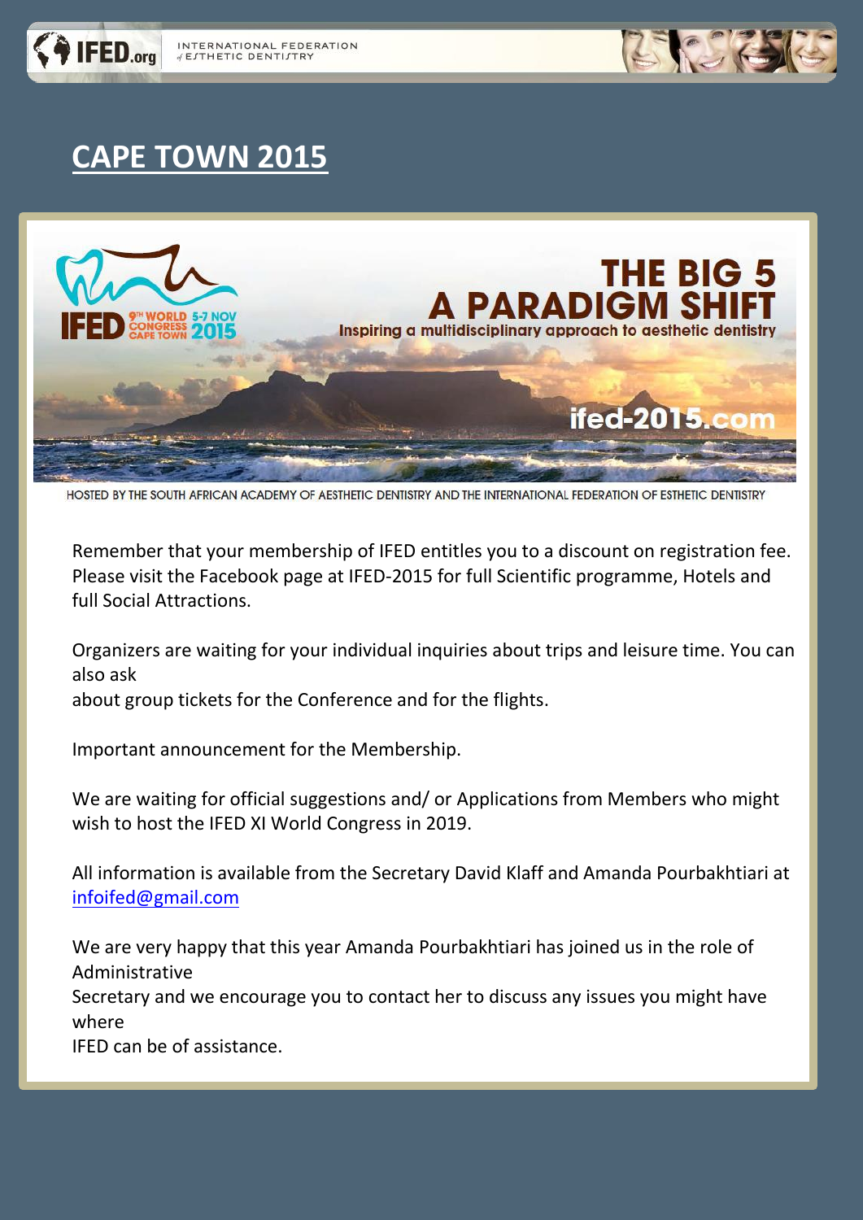# CAPE TOWN 2015

IFED 9TH WORLD CONGRESS CAPE TOWN 5-7 NOV 2015

**THE BIG 5**
**A PARADIGM SHIFT**
**Inspiring a multidisciplinary approach to aesthetic dentistry**

**ifed-2015.com**

HOSTED BY THE SOUTH AFRICAN ACADEMY OF AESTHETIC DENTISTRY AND THE INTERNATIONAL FEDERATION OF ESTHETIC DENTISTRY

Remember that your membership of IFED entitles you to a discount on registration fee. Please visit the Facebook page at IFED-2015 for full Scientific programme, Hotels and full Social Attractions.

Organizers are waiting for your individual inquiries about trips and leisure time. You can also ask
about group tickets for the Conference and for the flights.

Important announcement for the Membership.

We are waiting for official suggestions and/ or Applications from Members who might wish to host the IFED XI World Congress in 2019.

All information is available from the Secretary David Klaff and Amanda Pourbakhtiari at infoifed@gmail.com

We are very happy that this year Amanda Pourbakhtiari has joined us in the role of Administrative
Secretary and we encourage you to contact her to discuss any issues you might have where
IFED can be of assistance.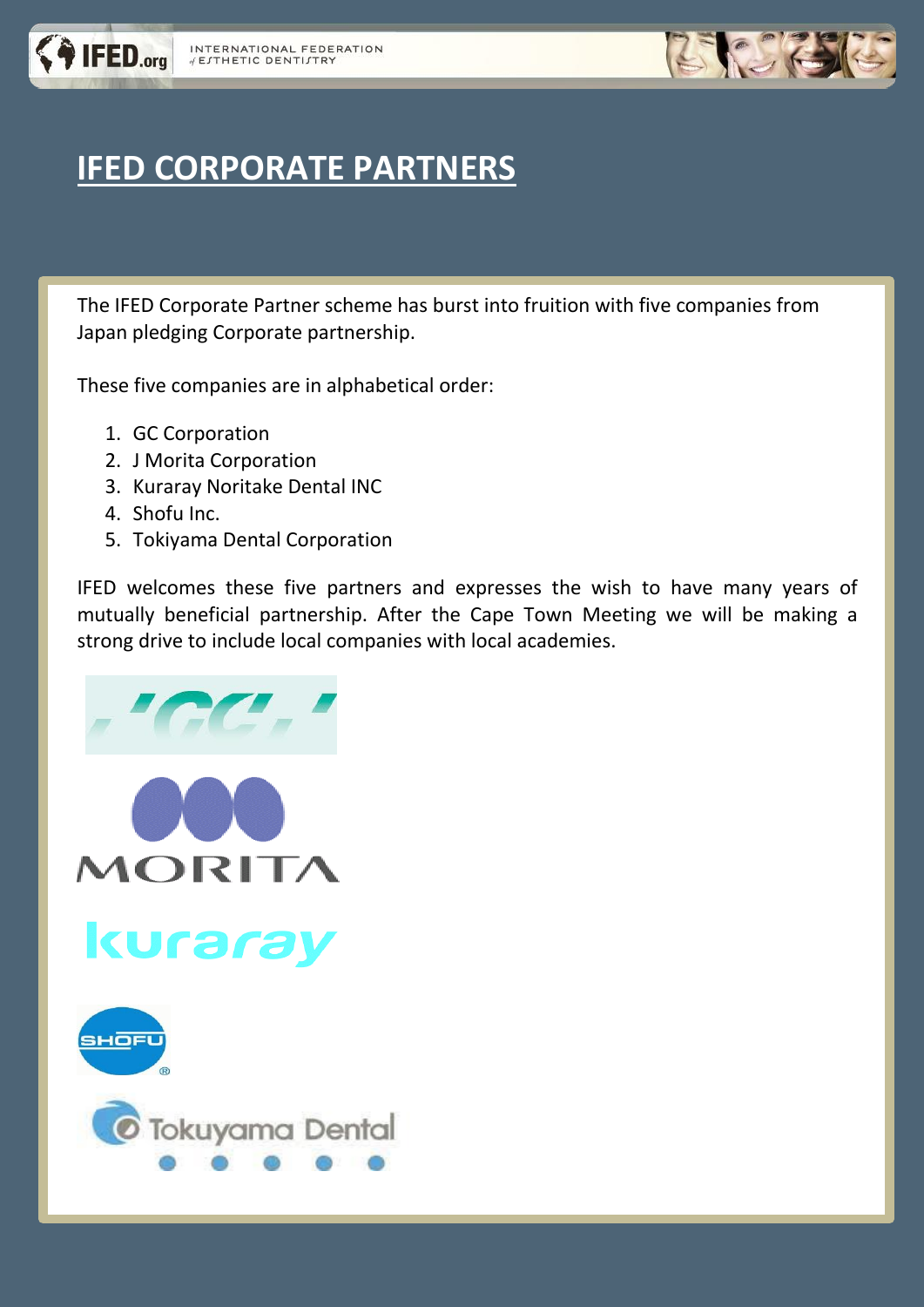# IFED CORPORATE PARTNERS

The IFED Corporate Partner scheme has burst into fruition with five companies from Japan pledging Corporate partnership.

These five companies are in alphabetical order:

1. GC Corporation
2. J Morita Corporation
3. Kuraray Noritake Dental INC
4. Shofu Inc.
5. Tokiyama Dental Corporation

IFED welcomes these five partners and expresses the wish to have many years of mutually beneficial partnership. After the Cape Town Meeting we will be making a strong drive to include local companies with local academies.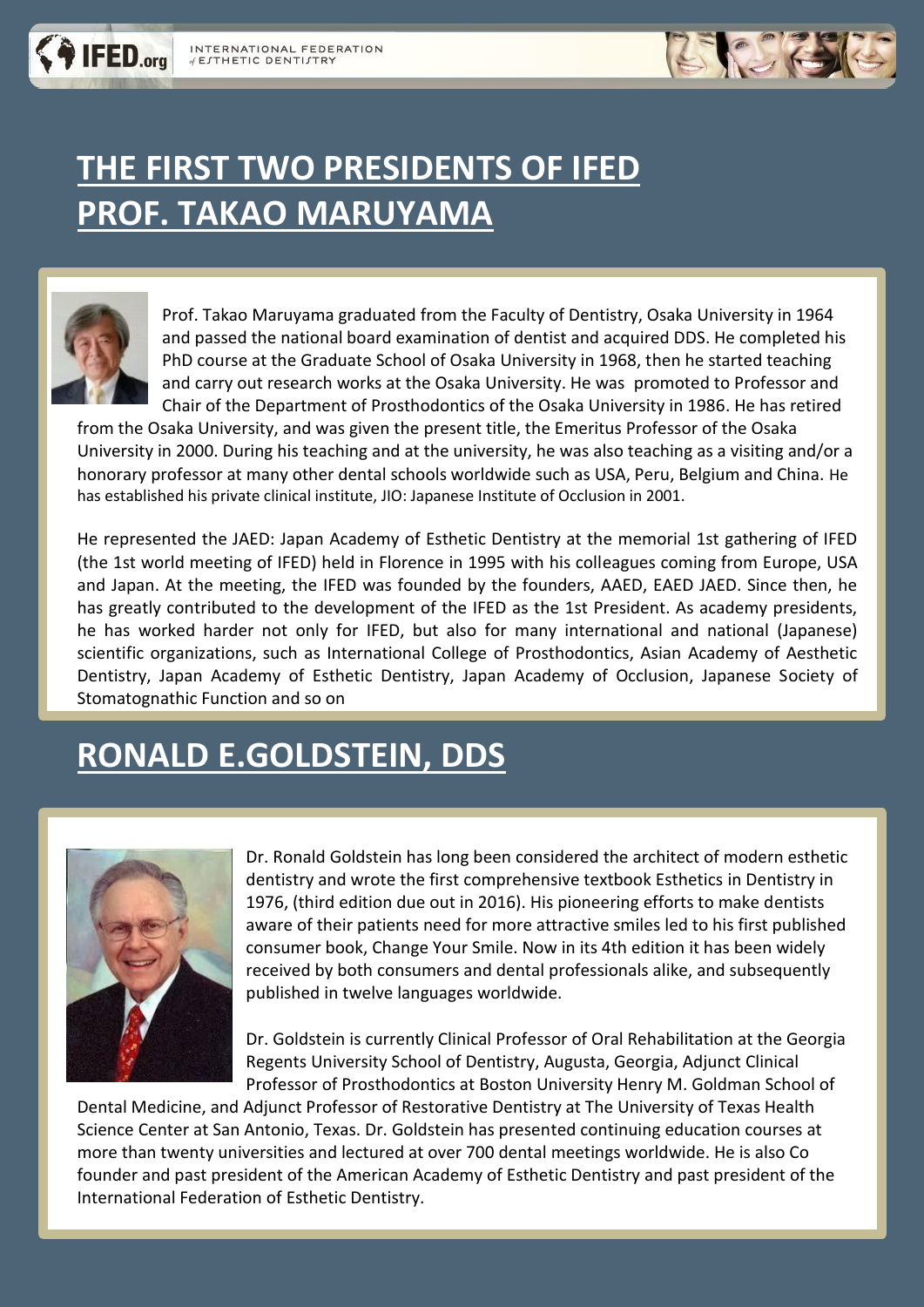# THE FIRST TWO PRESIDENTS OF IFED

# PROF. TAKAO MARUYAMA

Prof. Takao Maruyama graduated from the Faculty of Dentistry, Osaka University in 1964 and passed the national board examination of dentist and acquired DDS. He completed his PhD course at the Graduate School of Osaka University in 1968, then he started teaching and carry out research works at the Osaka University. He was promoted to Professor and Chair of the Department of Prosthodontics of the Osaka University in 1986. He has retired from the Osaka University, and was given the present title, the Emeritus Professor of the Osaka University in 2000. During his teaching and at the university, he was also teaching as a visiting and/or a honorary professor at many other dental schools worldwide such as USA, Peru, Belgium and China. He has established his private clinical institute, JIO: Japanese Institute of Occlusion in 2001.

He represented the JAED: Japan Academy of Esthetic Dentistry at the memorial 1st gathering of IFED (the 1st world meeting of IFED) held in Florence in 1995 with his colleagues coming from Europe, USA and Japan. At the meeting, the IFED was founded by the founders, AAED, EAED JAED. Since then, he has greatly contributed to the development of the IFED as the 1st President. As academy presidents, he has worked harder not only for IFED, but also for many international and national (Japanese) scientific organizations, such as International College of Prosthodontics, Asian Academy of Aesthetic Dentistry, Japan Academy of Esthetic Dentistry, Japan Academy of Occlusion, Japanese Society of Stomatognathic Function and so on

# RONALD E.GOLDSTEIN, DDS

Dr. Ronald Goldstein has long been considered the architect of modern esthetic dentistry and wrote the first comprehensive textbook Esthetics in Dentistry in 1976, (third edition due out in 2016). His pioneering efforts to make dentists aware of their patients need for more attractive smiles led to his first published consumer book, Change Your Smile. Now in its 4th edition it has been widely received by both consumers and dental professionals alike, and subsequently published in twelve languages worldwide.

Dr. Goldstein is currently Clinical Professor of Oral Rehabilitation at the Georgia Regents University School of Dentistry, Augusta, Georgia, Adjunct Clinical Professor of Prosthodontics at Boston University Henry M. Goldman School of Dental Medicine, and Adjunct Professor of Restorative Dentistry at The University of Texas Health Science Center at San Antonio, Texas. Dr. Goldstein has presented continuing education courses at more than twenty universities and lectured at over 700 dental meetings worldwide. He is also Co founder and past president of the American Academy of Esthetic Dentistry and past president of the International Federation of Esthetic Dentistry.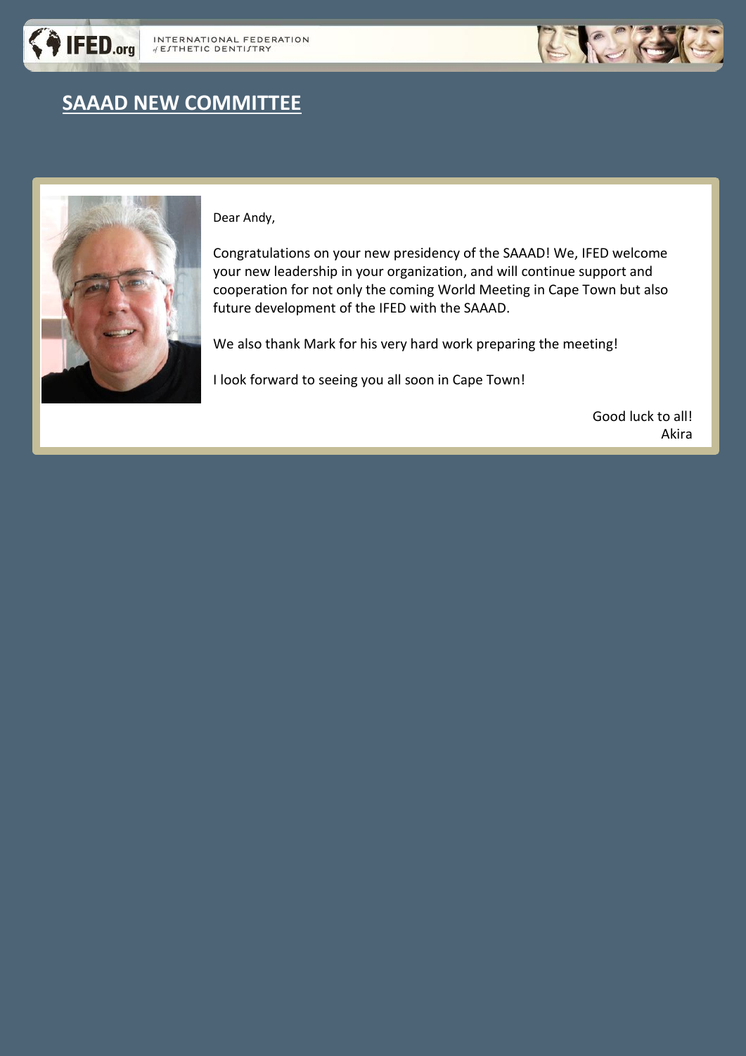## SAAAD NEW COMMITTEE

Dear Andy,

Congratulations on your new presidency of the SAAAD! We, IFED welcome your new leadership in your organization, and will continue support and cooperation for not only the coming World Meeting in Cape Town but also future development of the IFED with the SAAAD.

We also thank Mark for his very hard work preparing the meeting!

I look forward to seeing you all soon in Cape Town!

Good luck to all!
Akira